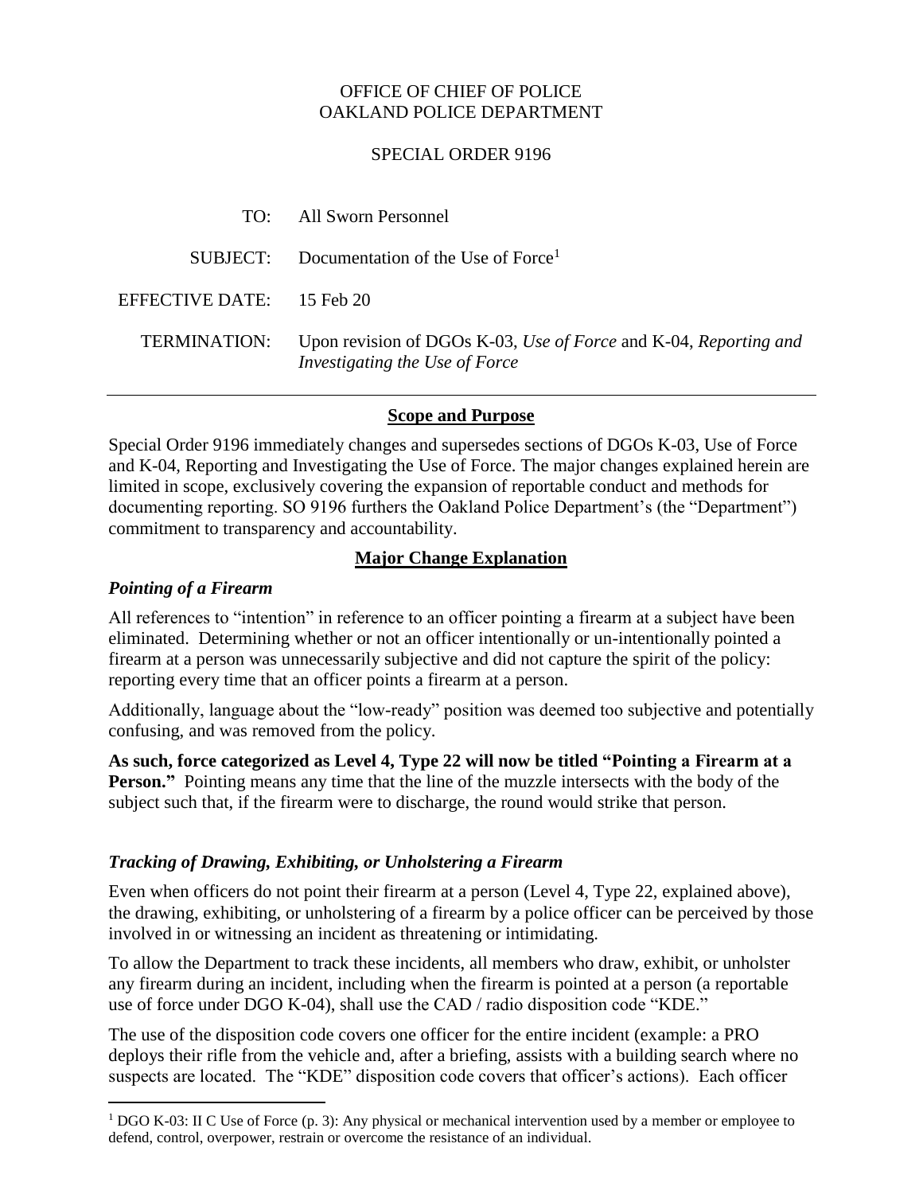OFFICE OF CHIEF OF POLICE
OAKLAND POLICE DEPARTMENT

SPECIAL ORDER 9196

| | |
|---|---|
| TO: | All Sworn Personnel |
| SUBJECT: | Documentation of the Use of Force[1] |
| EFFECTIVE DATE: | 15 Feb 20 |
| TERMINATION: | Upon revision of DGOs K-03, *Use of Force* and K-04, *Reporting and Investigating the Use of Force* |

---

## Scope and Purpose

Special Order 9196 immediately changes and supersedes sections of DGOs K-03, Use of Force and K-04, Reporting and Investigating the Use of Force. The major changes explained herein are limited in scope, exclusively covering the expansion of reportable conduct and methods for documenting reporting. SO 9196 furthers the Oakland Police Department's (the "Department") commitment to transparency and accountability.

## Major Change Explanation

### *Pointing of a Firearm*

All references to "intention" in reference to an officer pointing a firearm at a subject have been eliminated. Determining whether or not an officer intentionally or un-intentionally pointed a firearm at a person was unnecessarily subjective and did not capture the spirit of the policy: reporting every time that an officer points a firearm at a person.

Additionally, language about the "low-ready" position was deemed too subjective and potentially confusing, and was removed from the policy.

**As such, force categorized as Level 4, Type 22 will now be titled "Pointing a Firearm at a Person."** Pointing means any time that the line of the muzzle intersects with the body of the subject such that, if the firearm were to discharge, the round would strike that person.

### *Tracking of Drawing, Exhibiting, or Unholstering a Firearm*

Even when officers do not point their firearm at a person (Level 4, Type 22, explained above), the drawing, exhibiting, or unholstering of a firearm by a police officer can be perceived by those involved in or witnessing an incident as threatening or intimidating.

To allow the Department to track these incidents, all members who draw, exhibit, or unholster any firearm during an incident, including when the firearm is pointed at a person (a reportable use of force under DGO K-04), shall use the CAD / radio disposition code "KDE."

The use of the disposition code covers one officer for the entire incident (example: a PRO deploys their rifle from the vehicle and, after a briefing, assists with a building search where no suspects are located. The "KDE" disposition code covers that officer's actions). Each officer

---

[1] DGO K-03: II C Use of Force (p. 3): Any physical or mechanical intervention used by a member or employee to defend, control, overpower, restrain or overcome the resistance of an individual.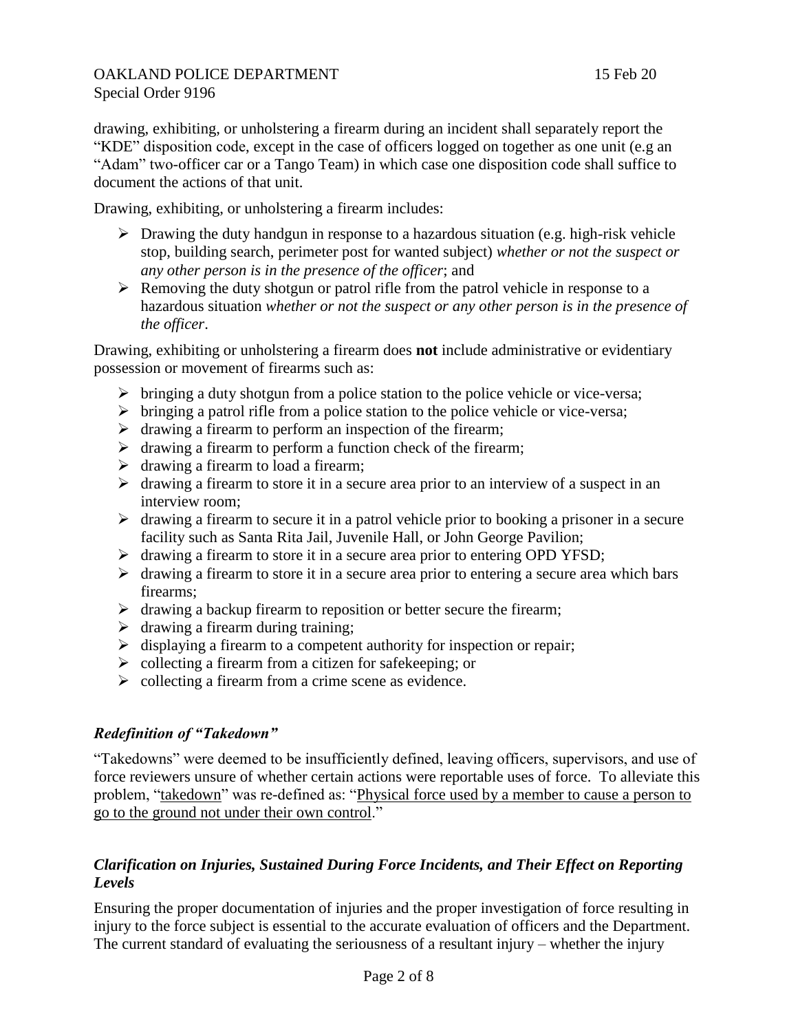drawing, exhibiting, or unholstering a firearm during an incident shall separately report the "KDE" disposition code, except in the case of officers logged on together as one unit (e.g an "Adam" two-officer car or a Tango Team) in which case one disposition code shall suffice to document the actions of that unit.

Drawing, exhibiting, or unholstering a firearm includes:

- Drawing the duty handgun in response to a hazardous situation (e.g. high-risk vehicle stop, building search, perimeter post for wanted subject) *whether or not the suspect or any other person is in the presence of the officer*; and
- Removing the duty shotgun or patrol rifle from the patrol vehicle in response to a hazardous situation *whether or not the suspect or any other person is in the presence of the officer*.

Drawing, exhibiting or unholstering a firearm does **not** include administrative or evidentiary possession or movement of firearms such as:

- bringing a duty shotgun from a police station to the police vehicle or vice-versa;
- bringing a patrol rifle from a police station to the police vehicle or vice-versa;
- drawing a firearm to perform an inspection of the firearm;
- drawing a firearm to perform a function check of the firearm;
- drawing a firearm to load a firearm;
- drawing a firearm to store it in a secure area prior to an interview of a suspect in an interview room;
- drawing a firearm to secure it in a patrol vehicle prior to booking a prisoner in a secure facility such as Santa Rita Jail, Juvenile Hall, or John George Pavilion;
- drawing a firearm to store it in a secure area prior to entering OPD YFSD;
- drawing a firearm to store it in a secure area prior to entering a secure area which bars firearms;
- drawing a backup firearm to reposition or better secure the firearm;
- drawing a firearm during training;
- displaying a firearm to a competent authority for inspection or repair;
- collecting a firearm from a citizen for safekeeping; or
- collecting a firearm from a crime scene as evidence.

### *Redefinition of "Takedown"*

"Takedowns" were deemed to be insufficiently defined, leaving officers, supervisors, and use of force reviewers unsure of whether certain actions were reportable uses of force. To alleviate this problem, "takedown" was re-defined as: "Physical force used by a member to cause a person to go to the ground not under their own control."

### *Clarification on Injuries, Sustained During Force Incidents, and Their Effect on Reporting Levels*

Ensuring the proper documentation of injuries and the proper investigation of force resulting in injury to the force subject is essential to the accurate evaluation of officers and the Department. The current standard of evaluating the seriousness of a resultant injury – whether the injury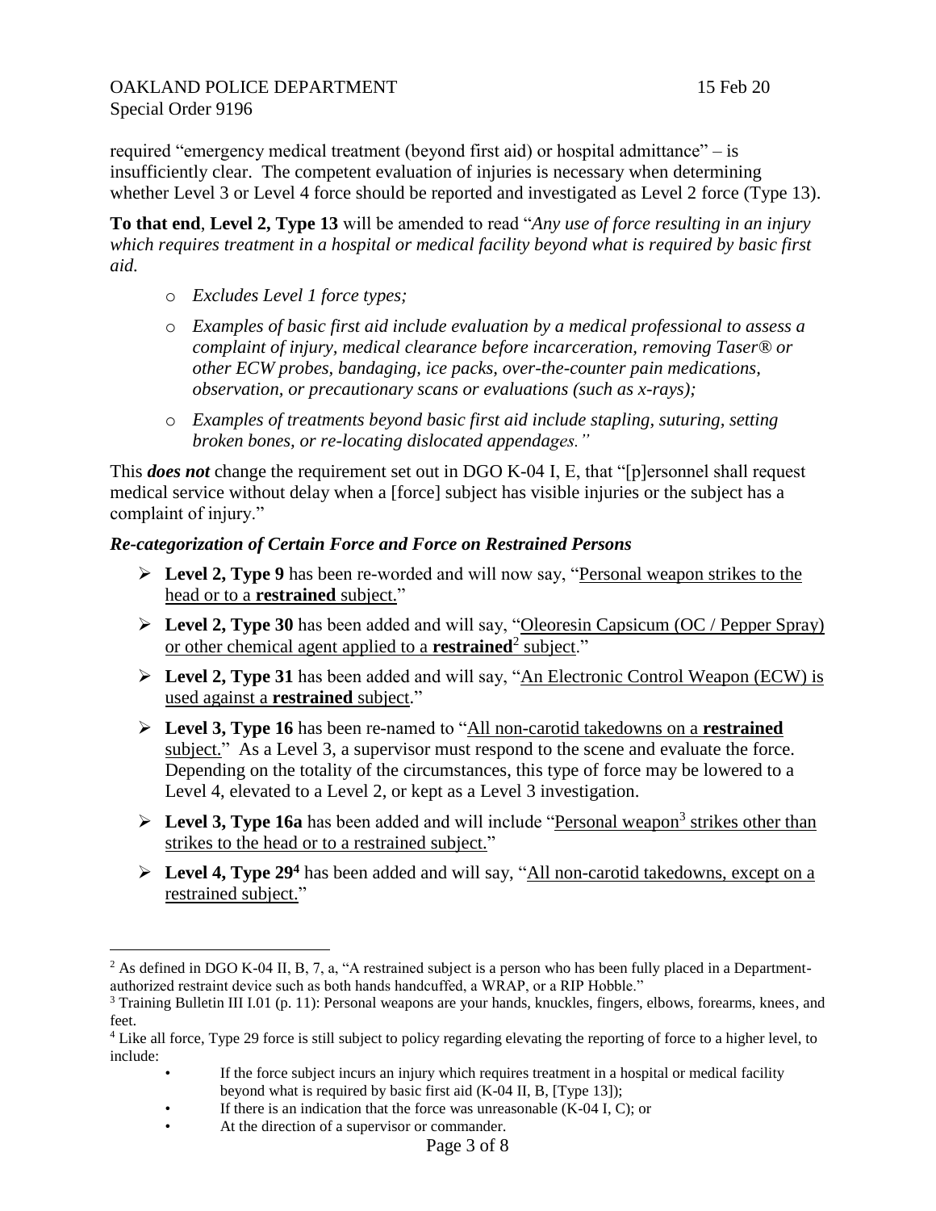required "emergency medical treatment (beyond first aid) or hospital admittance" – is insufficiently clear. The competent evaluation of injuries is necessary when determining whether Level 3 or Level 4 force should be reported and investigated as Level 2 force (Type 13).

**To that end**, **Level 2, Type 13** will be amended to read "*Any use of force resulting in an injury which requires treatment in a hospital or medical facility beyond what is required by basic first aid.*

- *Excludes Level 1 force types;*
- *Examples of basic first aid include evaluation by a medical professional to assess a complaint of injury, medical clearance before incarceration, removing Taser® or other ECW probes, bandaging, ice packs, over-the-counter pain medications, observation, or precautionary scans or evaluations (such as x-rays);*
- *Examples of treatments beyond basic first aid include stapling, suturing, setting broken bones, or re-locating dislocated appendages."*

This ***does not*** change the requirement set out in DGO K-04 I, E, that "[p]ersonnel shall request medical service without delay when a [force] subject has visible injuries or the subject has a complaint of injury."

### *Re-categorization of Certain Force and Force on Restrained Persons*

- **Level 2, Type 9** has been re-worded and will now say, "Personal weapon strikes to the head or to a **restrained** subject."
- **Level 2, Type 30** has been added and will say, "Oleoresin Capsicum (OC / Pepper Spray) or other chemical agent applied to a **restrained**[2] subject."
- **Level 2, Type 31** has been added and will say, "An Electronic Control Weapon (ECW) is used against a **restrained** subject."
- **Level 3, Type 16** has been re-named to "All non-carotid takedowns on a **restrained** subject." As a Level 3, a supervisor must respond to the scene and evaluate the force. Depending on the totality of the circumstances, this type of force may be lowered to a Level 4, elevated to a Level 2, or kept as a Level 3 investigation.
- **Level 3, Type 16a** has been added and will include "Personal weapon[3] strikes other than strikes to the head or to a restrained subject."
- **Level 4, Type 29[4]** has been added and will say, "All non-carotid takedowns, except on a restrained subject."

---

[2] As defined in DGO K-04 II, B, 7, a, "A restrained subject is a person who has been fully placed in a Department-authorized restraint device such as both hands handcuffed, a WRAP, or a RIP Hobble."

[3] Training Bulletin III I.01 (p. 11): Personal weapons are your hands, knuckles, fingers, elbows, forearms, knees, and feet.

[4] Like all force, Type 29 force is still subject to policy regarding elevating the reporting of force to a higher level, to include:

- If the force subject incurs an injury which requires treatment in a hospital or medical facility beyond what is required by basic first aid (K-04 II, B, [Type 13]);
- If there is an indication that the force was unreasonable (K-04 I, C); or
- At the direction of a supervisor or commander.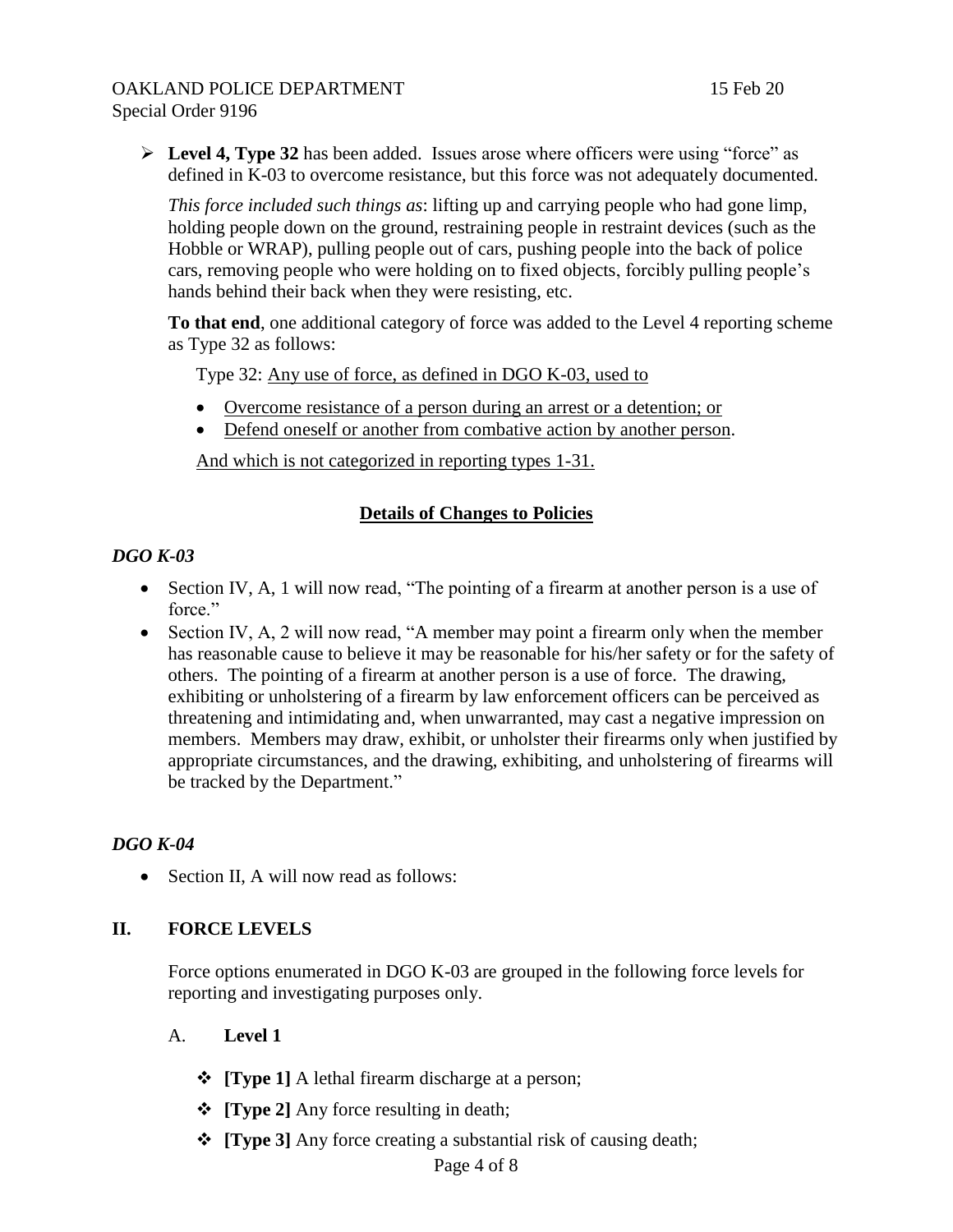- **Level 4, Type 32** has been added. Issues arose where officers were using "force" as defined in K-03 to overcome resistance, but this force was not adequately documented.

  *This force included such things as*: lifting up and carrying people who had gone limp, holding people down on the ground, restraining people in restraint devices (such as the Hobble or WRAP), pulling people out of cars, pushing people into the back of police cars, removing people who were holding on to fixed objects, forcibly pulling people's hands behind their back when they were resisting, etc.

  **To that end**, one additional category of force was added to the Level 4 reporting scheme as Type 32 as follows:

  <u>Type 32: Any use of force, as defined in DGO K-03, used to</u>

  - <u>Overcome resistance of a person during an arrest or a detention; or</u>
  - <u>Defend oneself or another from combative action by another person</u>.

  <u>And which is not categorized in reporting types 1-31.</u>

## Details of Changes to Policies

### *DGO K-03*

- Section IV, A, 1 will now read, "The pointing of a firearm at another person is a use of force."
- Section IV, A, 2 will now read, "A member may point a firearm only when the member has reasonable cause to believe it may be reasonable for his/her safety or for the safety of others. The pointing of a firearm at another person is a use of force. The drawing, exhibiting or unholstering of a firearm by law enforcement officers can be perceived as threatening and intimidating and, when unwarranted, may cast a negative impression on members. Members may draw, exhibit, or unholster their firearms only when justified by appropriate circumstances, and the drawing, exhibiting, and unholstering of firearms will be tracked by the Department."

### *DGO K-04*

- Section II, A will now read as follows:

## II. FORCE LEVELS

Force options enumerated in DGO K-03 are grouped in the following force levels for reporting and investigating purposes only.

A. **Level 1**

- **[Type 1]** A lethal firearm discharge at a person;
- **[Type 2]** Any force resulting in death;
- **[Type 3]** Any force creating a substantial risk of causing death;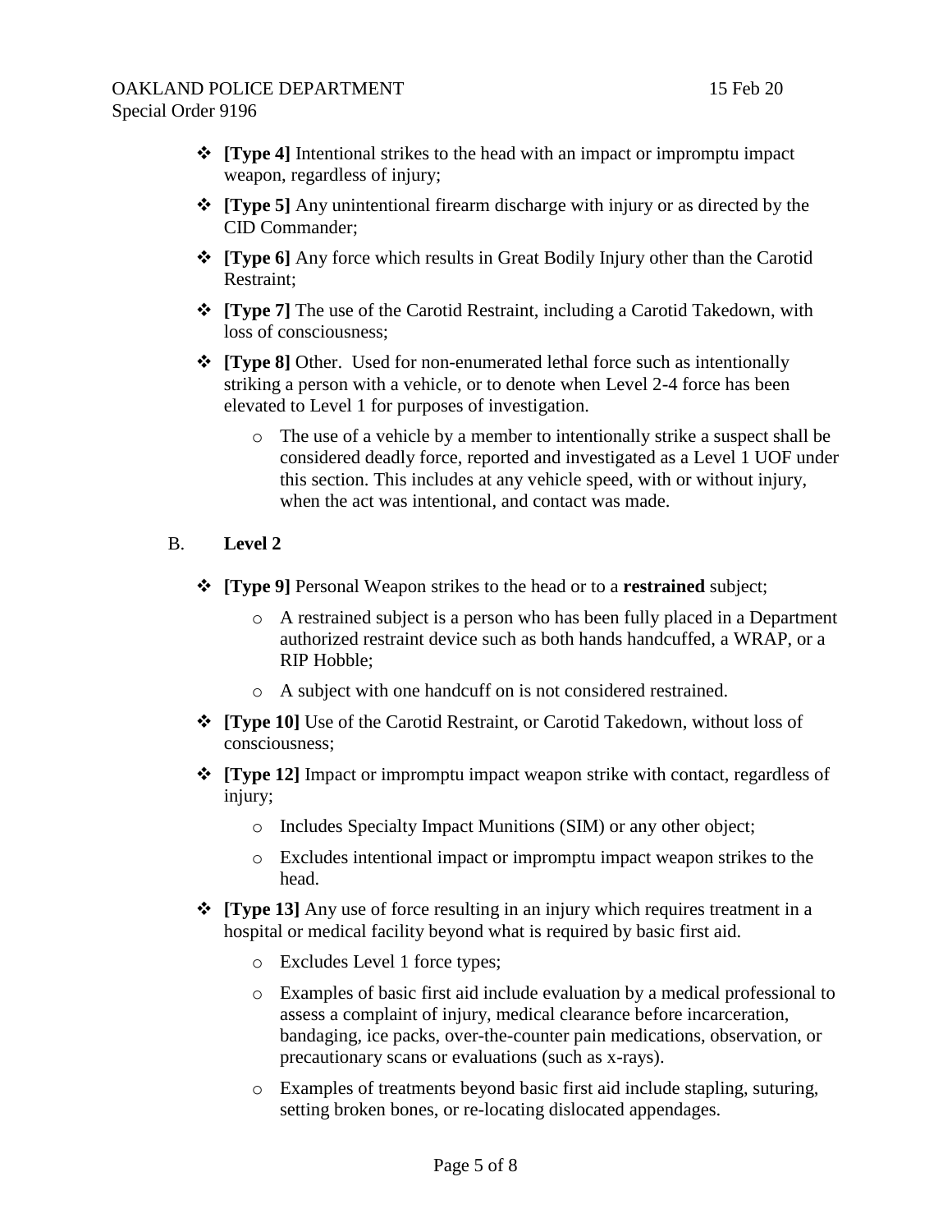- **[Type 4]** Intentional strikes to the head with an impact or impromptu impact weapon, regardless of injury;
- **[Type 5]** Any unintentional firearm discharge with injury or as directed by the CID Commander;
- **[Type 6]** Any force which results in Great Bodily Injury other than the Carotid Restraint;
- **[Type 7]** The use of the Carotid Restraint, including a Carotid Takedown, with loss of consciousness;
- **[Type 8]** Other. Used for non-enumerated lethal force such as intentionally striking a person with a vehicle, or to denote when Level 2-4 force has been elevated to Level 1 for purposes of investigation.
  - The use of a vehicle by a member to intentionally strike a suspect shall be considered deadly force, reported and investigated as a Level 1 UOF under this section. This includes at any vehicle speed, with or without injury, when the act was intentional, and contact was made.

B. **Level 2**

- **[Type 9]** Personal Weapon strikes to the head or to a **restrained** subject;
  - A restrained subject is a person who has been fully placed in a Department authorized restraint device such as both hands handcuffed, a WRAP, or a RIP Hobble;
  - A subject with one handcuff on is not considered restrained.
- **[Type 10]** Use of the Carotid Restraint, or Carotid Takedown, without loss of consciousness;
- **[Type 12]** Impact or impromptu impact weapon strike with contact, regardless of injury;
  - Includes Specialty Impact Munitions (SIM) or any other object;
  - Excludes intentional impact or impromptu impact weapon strikes to the head.
- **[Type 13]** Any use of force resulting in an injury which requires treatment in a hospital or medical facility beyond what is required by basic first aid.
  - Excludes Level 1 force types;
  - Examples of basic first aid include evaluation by a medical professional to assess a complaint of injury, medical clearance before incarceration, bandaging, ice packs, over-the-counter pain medications, observation, or precautionary scans or evaluations (such as x-rays).
  - Examples of treatments beyond basic first aid include stapling, suturing, setting broken bones, or re-locating dislocated appendages.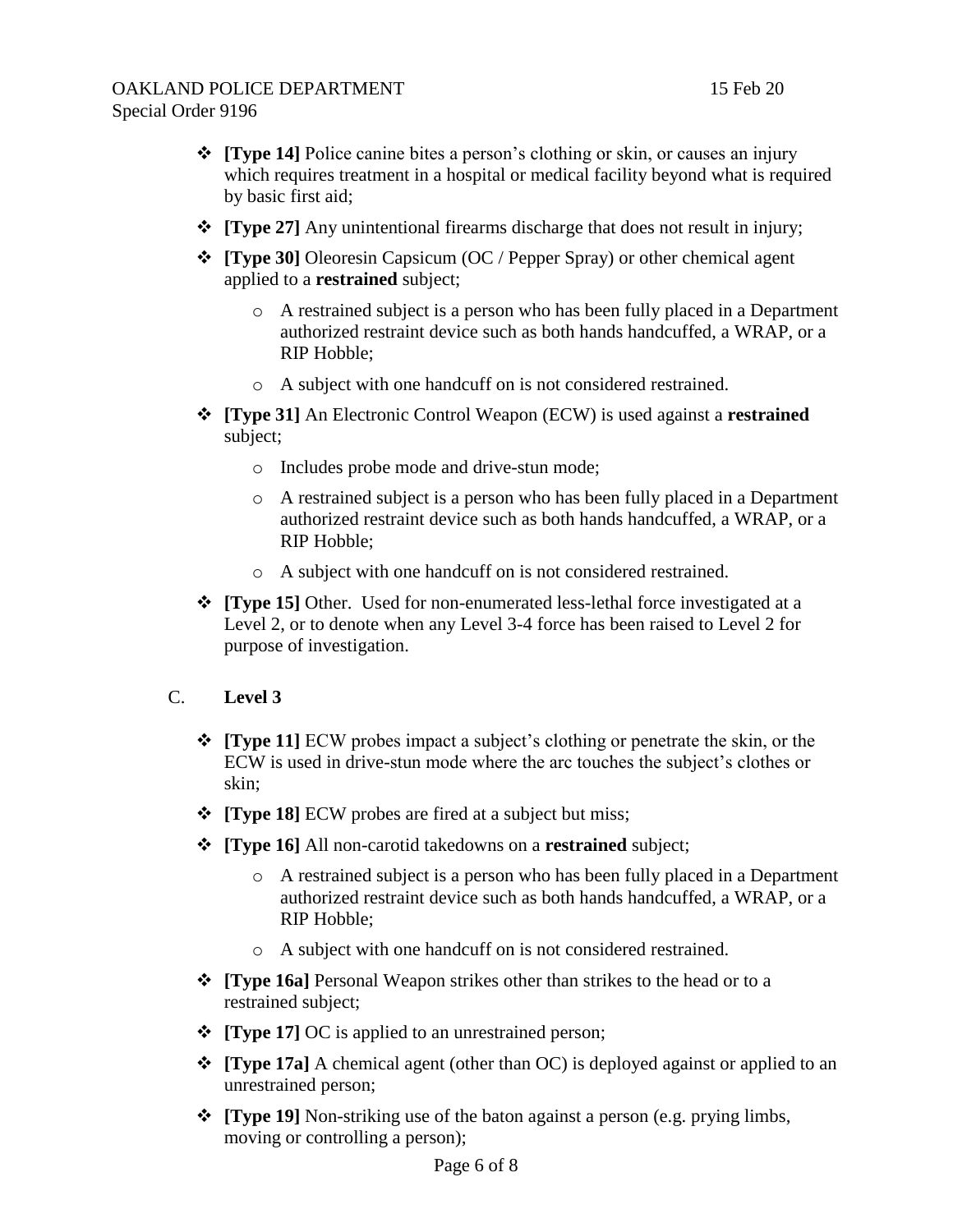- **[Type 14]** Police canine bites a person's clothing or skin, or causes an injury which requires treatment in a hospital or medical facility beyond what is required by basic first aid;
- **[Type 27]** Any unintentional firearms discharge that does not result in injury;
- **[Type 30]** Oleoresin Capsicum (OC / Pepper Spray) or other chemical agent applied to a **restrained** subject;
  - A restrained subject is a person who has been fully placed in a Department authorized restraint device such as both hands handcuffed, a WRAP, or a RIP Hobble;
  - A subject with one handcuff on is not considered restrained.
- **[Type 31]** An Electronic Control Weapon (ECW) is used against a **restrained** subject;
  - Includes probe mode and drive-stun mode;
  - A restrained subject is a person who has been fully placed in a Department authorized restraint device such as both hands handcuffed, a WRAP, or a RIP Hobble;
  - A subject with one handcuff on is not considered restrained.
- **[Type 15]** Other. Used for non-enumerated less-lethal force investigated at a Level 2, or to denote when any Level 3-4 force has been raised to Level 2 for purpose of investigation.

C. **Level 3**

- **[Type 11]** ECW probes impact a subject's clothing or penetrate the skin, or the ECW is used in drive-stun mode where the arc touches the subject's clothes or skin;
- **[Type 18]** ECW probes are fired at a subject but miss;
- **[Type 16]** All non-carotid takedowns on a **restrained** subject;
  - A restrained subject is a person who has been fully placed in a Department authorized restraint device such as both hands handcuffed, a WRAP, or a RIP Hobble;
  - A subject with one handcuff on is not considered restrained.
- **[Type 16a]** Personal Weapon strikes other than strikes to the head or to a restrained subject;
- **[Type 17]** OC is applied to an unrestrained person;
- **[Type 17a]** A chemical agent (other than OC) is deployed against or applied to an unrestrained person;
- **[Type 19]** Non-striking use of the baton against a person (e.g. prying limbs, moving or controlling a person);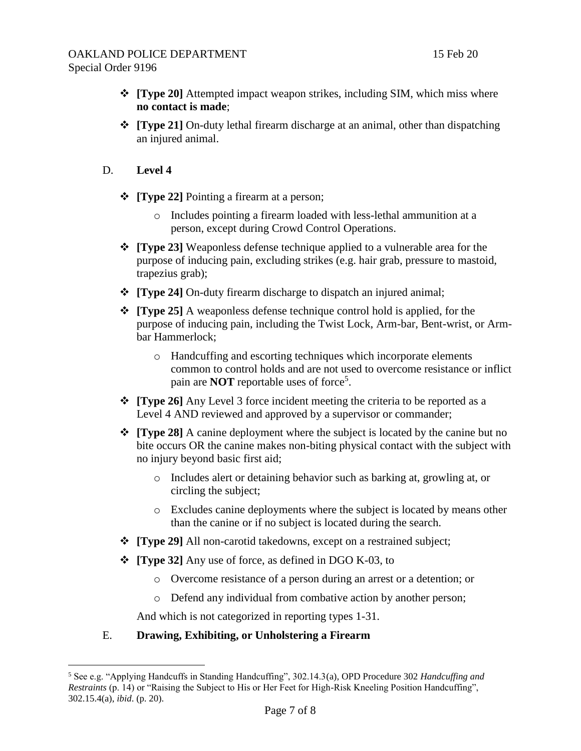- **[Type 20]** Attempted impact weapon strikes, including SIM, which miss where **no contact is made**;
- **[Type 21]** On-duty lethal firearm discharge at an animal, other than dispatching an injured animal.

D. **Level 4**

- **[Type 22]** Pointing a firearm at a person;
  - Includes pointing a firearm loaded with less-lethal ammunition at a person, except during Crowd Control Operations.
- **[Type 23]** Weaponless defense technique applied to a vulnerable area for the purpose of inducing pain, excluding strikes (e.g. hair grab, pressure to mastoid, trapezius grab);
- **[Type 24]** On-duty firearm discharge to dispatch an injured animal;
- **[Type 25]** A weaponless defense technique control hold is applied, for the purpose of inducing pain, including the Twist Lock, Arm-bar, Bent-wrist, or Arm-bar Hammerlock;
  - Handcuffing and escorting techniques which incorporate elements common to control holds and are not used to overcome resistance or inflict pain are **NOT** reportable uses of force[5].
- **[Type 26]** Any Level 3 force incident meeting the criteria to be reported as a Level 4 AND reviewed and approved by a supervisor or commander;
- **[Type 28]** A canine deployment where the subject is located by the canine but no bite occurs OR the canine makes non-biting physical contact with the subject with no injury beyond basic first aid;
  - Includes alert or detaining behavior such as barking at, growling at, or circling the subject;
  - Excludes canine deployments where the subject is located by means other than the canine or if no subject is located during the search.
- **[Type 29]** All non-carotid takedowns, except on a restrained subject;
- **[Type 32]** Any use of force, as defined in DGO K-03, to
  - Overcome resistance of a person during an arrest or a detention; or
  - Defend any individual from combative action by another person;

  And which is not categorized in reporting types 1-31.

E. **Drawing, Exhibiting, or Unholstering a Firearm**

---

[5] See e.g. "Applying Handcuffs in Standing Handcuffing", 302.14.3(a), OPD Procedure 302 *Handcuffing and Restraints* (p. 14) or "Raising the Subject to His or Her Feet for High-Risk Kneeling Position Handcuffing", 302.15.4(a), *ibid*. (p. 20).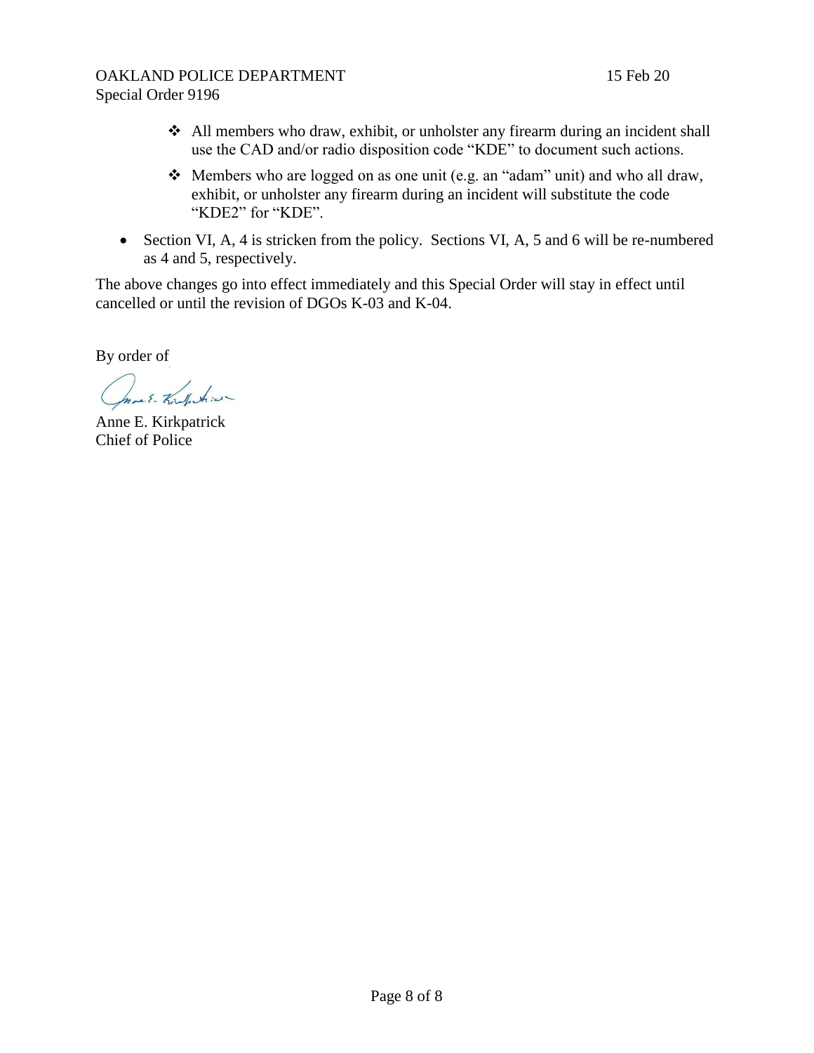- All members who draw, exhibit, or unholster any firearm during an incident shall use the CAD and/or radio disposition code "KDE" to document such actions.
- Members who are logged on as one unit (e.g. an "adam" unit) and who all draw, exhibit, or unholster any firearm during an incident will substitute the code "KDE2" for "KDE".

- Section VI, A, 4 is stricken from the policy. Sections VI, A, 5 and 6 will be re-numbered as 4 and 5, respectively.

The above changes go into effect immediately and this Special Order will stay in effect until cancelled or until the revision of DGOs K-03 and K-04.

By order of

Anne E. Kirkpatrick
Chief of Police